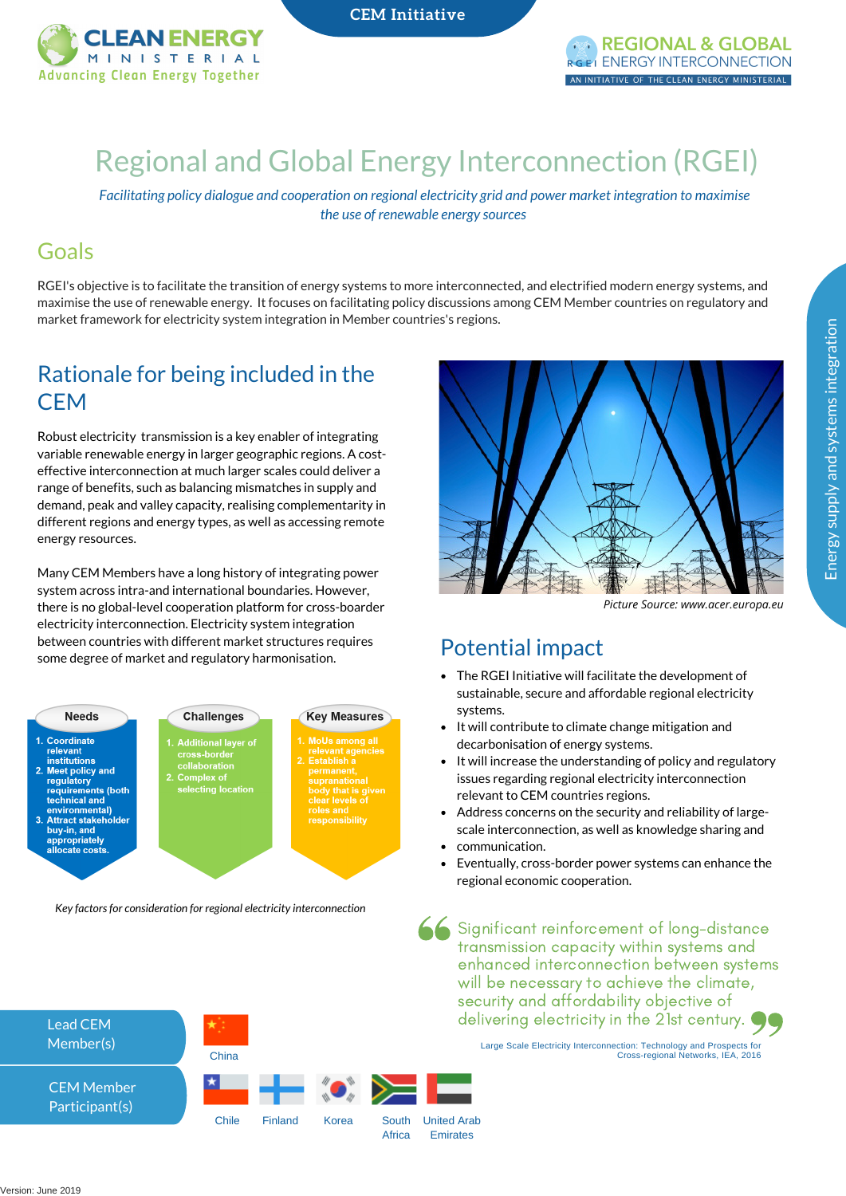CEM Initiative

CLEAN ENERGY MINISTERIAL
Advancing Clean Energy Together

REGIONAL & GLOBAL ENERGY INTERCONNECTION
AN INITIATIVE OF THE CLEAN ENERGY MINISTERIAL

# Regional and Global Energy Interconnection (RGEI)

*Facilitating policy dialogue and cooperation on regional electricity grid and power market integration to maximise the use of renewable energy sources*

## Goals

RGEI's objective is to facilitate the transition of energy systems to more interconnected, and electrified modern energy systems, and maximise the use of renewable energy. It focuses on facilitating policy discussions among CEM Member countries on regulatory and market framework for electricity system integration in Member countries's regions.

## Rationale for being included in the CEM

Robust electricity transmission is a key enabler of integrating variable renewable energy in larger geographic regions. A cost-effective interconnection at much larger scales could deliver a range of benefits, such as balancing mismatches in supply and demand, peak and valley capacity, realising complementarity in different regions and energy types, as well as accessing remote energy resources.

Many CEM Members have a long history of integrating power system across intra-and international boundaries. However, there is no global-level cooperation platform for cross-boarder electricity interconnection. Electricity system integration between countries with different market structures requires some degree of market and regulatory harmonisation.

**Needs**

1. Coordinate relevant institutions
2. Meet policy and regulatory requirements (both technical and environmental)
3. Attract stakeholder buy-in, and appropriately allocate costs.

**Challenges**

1. Additional layer of cross-border collaboration
2. Complex of selecting location

**Key Measures**

1. MoUs among all relevant agencies
2. Establish a permanent, supranational body that is given clear levels of roles and responsibility

*Key factors for consideration for regional electricity interconnection*

*Picture Source: www.acer.europa.eu*

## Potential impact

- The RGEI Initiative will facilitate the development of sustainable, secure and affordable regional electricity systems.
- It will contribute to climate change mitigation and decarbonisation of energy systems.
- It will increase the understanding of policy and regulatory issues regarding regional electricity interconnection relevant to CEM countries regions.
- Address concerns on the security and reliability of large-scale interconnection, as well as knowledge sharing and
- communication.
- Eventually, cross-border power systems can enhance the regional economic cooperation.

> Significant reinforcement of long-distance transmission capacity within systems and enhanced interconnection between systems will be necessary to achieve the climate, security and affordability objective of delivering electricity in the 21st century.
>
> Large Scale Electricity Interconnection: Technology and Prospects for Cross-regional Networks, IEA, 2016

Energy supply and systems integration

**Lead CEM Member(s)**: China

**CEM Member Participant(s)**: Chile, Finland, Korea, South Africa, United Arab Emirates

Version: June 2019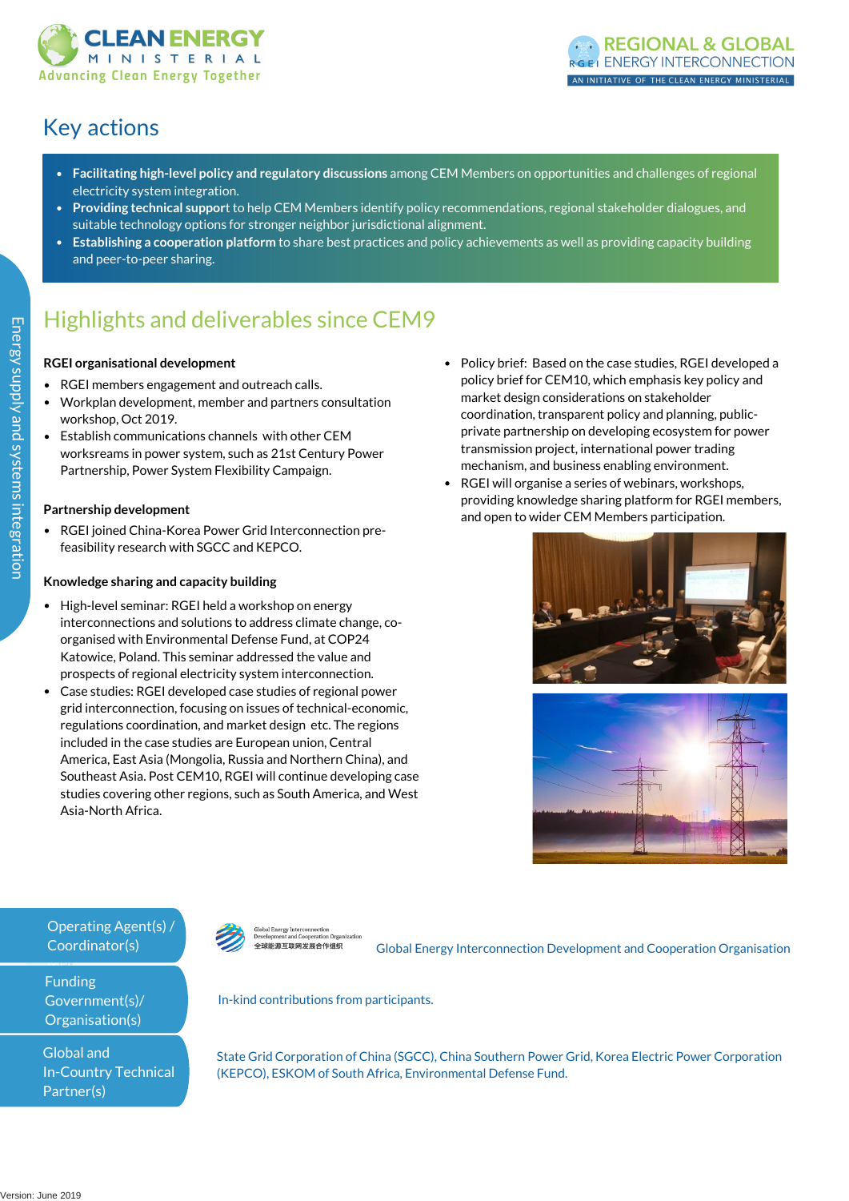# Key actions

- **Facilitating high-level policy and regulatory discussions** among CEM Members on opportunities and challenges of regional electricity system integration.
- **Providing technical support** to help CEM Members identify policy recommendations, regional stakeholder dialogues, and suitable technology options for stronger neighbor jurisdictional alignment.
- **Establishing a cooperation platform** to share best practices and policy achievements as well as providing capacity building and peer-to-peer sharing.

## Highlights and deliverables since CEM9

**RGEI organisational development**

- RGEI members engagement and outreach calls.
- Workplan development, member and partners consultation workshop, Oct 2019.
- Establish communications channels with other CEM worksreams in power system, such as 21st Century Power Partnership, Power System Flexibility Campaign.

**Partnership development**

- RGEI joined China-Korea Power Grid Interconnection pre-feasibility research with SGCC and KEPCO.

**Knowledge sharing and capacity building**

- High-level seminar: RGEI held a workshop on energy interconnections and solutions to address climate change, co-organised with Environmental Defense Fund, at COP24 Katowice, Poland. This seminar addressed the value and prospects of regional electricity system interconnection.
- Case studies: RGEI developed case studies of regional power grid interconnection, focusing on issues of technical-economic, regulations coordination, and market design etc. The regions included in the case studies are European union, Central America, East Asia (Mongolia, Russia and Northern China), and Southeast Asia. Post CEM10, RGEI will continue developing case studies covering other regions, such as South America, and West Asia-North Africa.
- Policy brief: Based on the case studies, RGEI developed a policy brief for CEM10, which emphasis key policy and market design considerations on stakeholder coordination, transparent policy and planning, public-private partnership on developing ecosystem for power transmission project, international power trading mechanism, and business enabling environment.
- RGEI will organise a series of webinars, workshops, providing knowledge sharing platform for RGEI members, and open to wider CEM Members participation.

| | |
|---|---|
| Operating Agent(s) / Coordinator(s) | Global Energy Interconnection Development and Cooperation Organisation |
| Funding Government(s)/ Organisation(s) | In-kind contributions from participants. |
| Global and In-Country Technical Partner(s) | State Grid Corporation of China (SGCC), China Southern Power Grid, Korea Electric Power Corporation (KEPCO), ESKOM of South Africa, Environmental Defense Fund. |

Version: June 2019